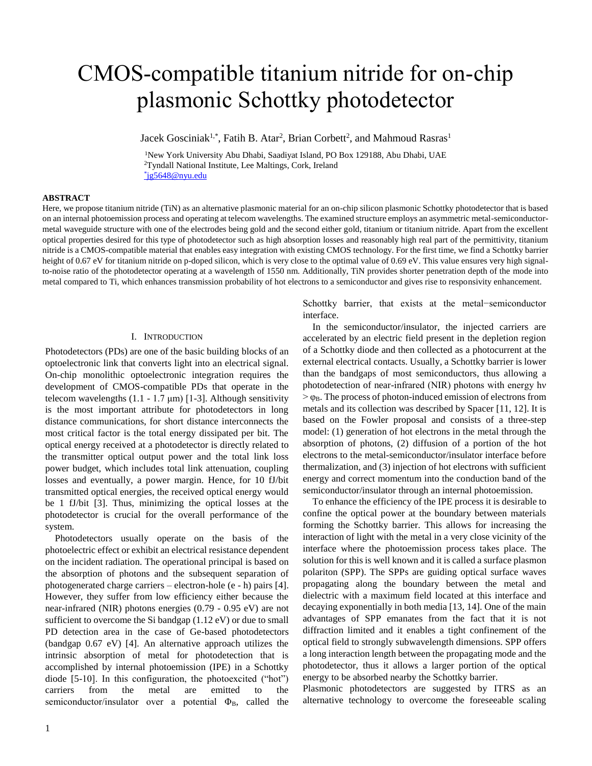# CMOS-compatible titanium nitride for on-chip plasmonic Schottky photodetector

Jacek Gosciniak[1,*], Fatih B. Atar[2], Brian Corbett[2], and Mahmoud Rasras[1]

[1]New York University Abu Dhabi, Saadiyat Island, PO Box 129188, Abu Dhabi, UAE
[2]Tyndall National Institute, Lee Maltings, Cork, Ireland
[*]jg5648@nyu.edu

**ABSTRACT**

Here, we propose titanium nitride (TiN) as an alternative plasmonic material for an on-chip silicon plasmonic Schottky photodetector that is based on an internal photoemission process and operating at telecom wavelengths. The examined structure employs an asymmetric metal-semiconductor-metal waveguide structure with one of the electrodes being gold and the second either gold, titanium or titanium nitride. Apart from the excellent optical properties desired for this type of photodetector such as high absorption losses and reasonably high real part of the permittivity, titanium nitride is a CMOS-compatible material that enables easy integration with existing CMOS technology. For the first time, we find a Schottky barrier height of 0.67 eV for titanium nitride on p-doped silicon, which is very close to the optimal value of 0.69 eV. This value ensures very high signal-to-noise ratio of the photodetector operating at a wavelength of 1550 nm. Additionally, TiN provides shorter penetration depth of the mode into metal compared to Ti, which enhances transmission probability of hot electrons to a semiconductor and gives rise to responsivity enhancement.

## I. INTRODUCTION

Photodetectors (PDs) are one of the basic building blocks of an optoelectronic link that converts light into an electrical signal. On-chip monolithic optoelectronic integration requires the development of CMOS-compatible PDs that operate in the telecom wavelengths (1.1 - 1.7 μm) [1-3]. Although sensitivity is the most important attribute for photodetectors in long distance communications, for short distance interconnects the most critical factor is the total energy dissipated per bit. The optical energy received at a photodetector is directly related to the transmitter optical output power and the total link loss power budget, which includes total link attenuation, coupling losses and eventually, a power margin. Hence, for 10 fJ/bit transmitted optical energies, the received optical energy would be 1 fJ/bit [3]. Thus, minimizing the optical losses at the photodetector is crucial for the overall performance of the system.

Photodetectors usually operate on the basis of the photoelectric effect or exhibit an electrical resistance dependent on the incident radiation. The operational principal is based on the absorption of photons and the subsequent separation of photogenerated charge carriers – electron-hole (e - h) pairs [4]. However, they suffer from low efficiency either because the near-infrared (NIR) photons energies (0.79 - 0.95 eV) are not sufficient to overcome the Si bandgap (1.12 eV) or due to small PD detection area in the case of Ge-based photodetectors (bandgap 0.67 eV) [4]. An alternative approach utilizes the intrinsic absorption of metal for photodetection that is accomplished by internal photoemission (IPE) in a Schottky diode [5-10]. In this configuration, the photoexcited ("hot") carriers from the metal are emitted to the semiconductor/insulator over a potential $\Phi_B$, called the Schottky barrier, that exists at the metal−semiconductor interface.

In the semiconductor/insulator, the injected carriers are accelerated by an electric field present in the depletion region of a Schottky diode and then collected as a photocurrent at the external electrical contacts. Usually, a Schottky barrier is lower than the bandgaps of most semiconductors, thus allowing a photodetection of near-infrared (NIR) photons with energy $h\nu > \varphi_B$. The process of photon-induced emission of electrons from metals and its collection was described by Spacer [11, 12]. It is based on the Fowler proposal and consists of a three-step model: (1) generation of hot electrons in the metal through the absorption of photons, (2) diffusion of a portion of the hot electrons to the metal-semiconductor/insulator interface before thermalization, and (3) injection of hot electrons with sufficient energy and correct momentum into the conduction band of the semiconductor/insulator through an internal photoemission.

To enhance the efficiency of the IPE process it is desirable to confine the optical power at the boundary between materials forming the Schottky barrier. This allows for increasing the interaction of light with the metal in a very close vicinity of the interface where the photoemission process takes place. The solution for this is well known and it is called a surface plasmon polariton (SPP). The SPPs are guiding optical surface waves propagating along the boundary between the metal and dielectric with a maximum field located at this interface and decaying exponentially in both media [13, 14]. One of the main advantages of SPP emanates from the fact that it is not diffraction limited and it enables a tight confinement of the optical field to strongly subwavelength dimensions. SPP offers a long interaction length between the propagating mode and the photodetector, thus it allows a larger portion of the optical energy to be absorbed nearby the Schottky barrier.

Plasmonic photodetectors are suggested by ITRS as an alternative technology to overcome the foreseeable scaling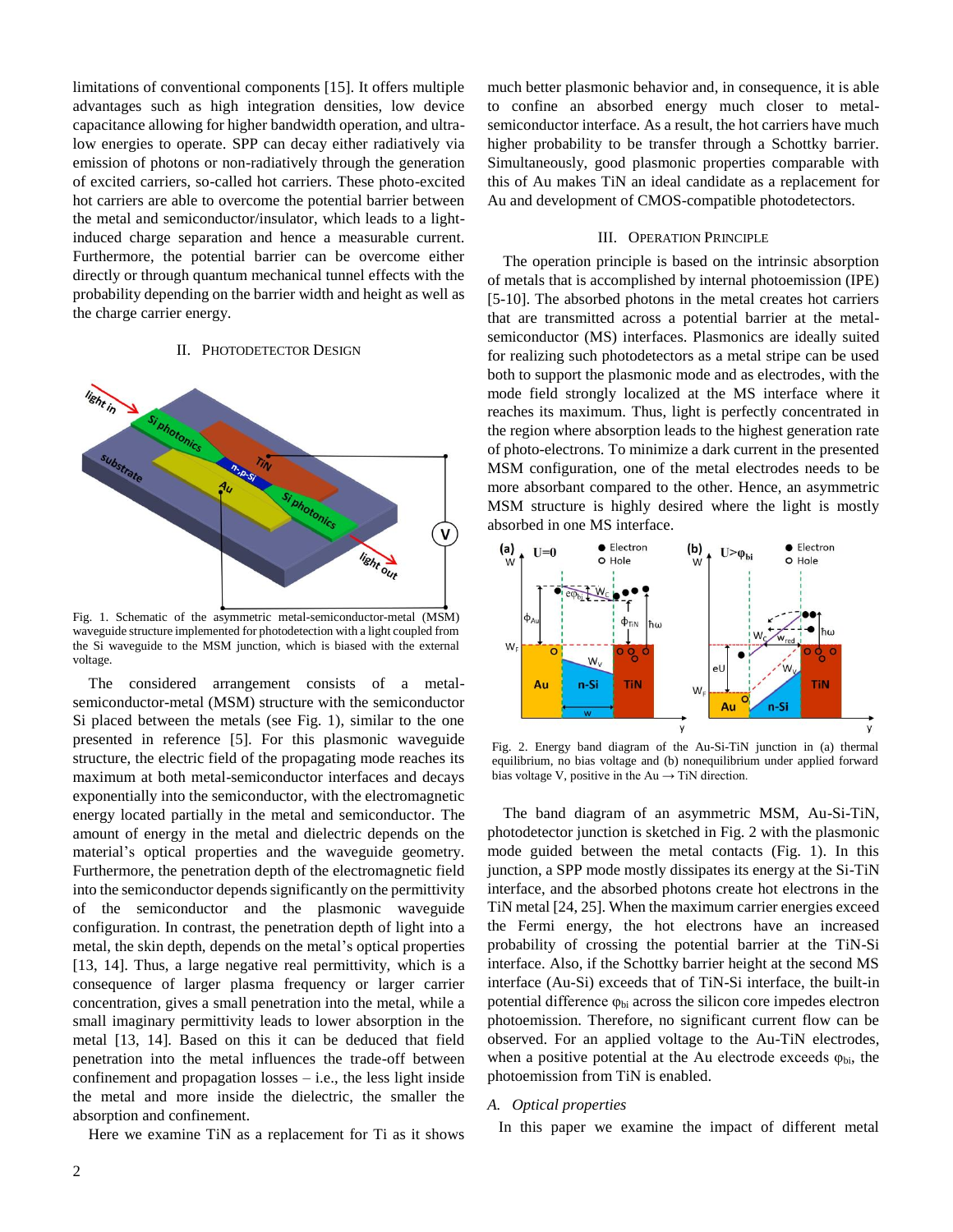limitations of conventional components [15]. It offers multiple advantages such as high integration densities, low device capacitance allowing for higher bandwidth operation, and ultra-low energies to operate. SPP can decay either radiatively via emission of photons or non-radiatively through the generation of excited carriers, so-called hot carriers. These photo-excited hot carriers are able to overcome the potential barrier between the metal and semiconductor/insulator, which leads to a light-induced charge separation and hence a measurable current. Furthermore, the potential barrier can be overcome either directly or through quantum mechanical tunnel effects with the probability depending on the barrier width and height as well as the charge carrier energy.

## II. Photodetector Design

Fig. 1. Schematic of the asymmetric metal-semiconductor-metal (MSM) waveguide structure implemented for photodetection with a light coupled from the Si waveguide to the MSM junction, which is biased with the external voltage.

The considered arrangement consists of a metal-semiconductor-metal (MSM) structure with the semiconductor Si placed between the metals (see Fig. 1), similar to the one presented in reference [5]. For this plasmonic waveguide structure, the electric field of the propagating mode reaches its maximum at both metal-semiconductor interfaces and decays exponentially into the semiconductor, with the electromagnetic energy located partially in the metal and semiconductor. The amount of energy in the metal and dielectric depends on the material's optical properties and the waveguide geometry. Furthermore, the penetration depth of the electromagnetic field into the semiconductor depends significantly on the permittivity of the semiconductor and the plasmonic waveguide configuration. In contrast, the penetration depth of light into a metal, the skin depth, depends on the metal's optical properties [13, 14]. Thus, a large negative real permittivity, which is a consequence of larger plasma frequency or larger carrier concentration, gives a small penetration into the metal, while a small imaginary permittivity leads to lower absorption in the metal [13, 14]. Based on this it can be deduced that field penetration into the metal influences the trade-off between confinement and propagation losses – i.e., the less light inside the metal and more inside the dielectric, the smaller the absorption and confinement.

Here we examine TiN as a replacement for Ti as it shows much better plasmonic behavior and, in consequence, it is able to confine an absorbed energy much closer to metal-semiconductor interface. As a result, the hot carriers have much higher probability to be transfer through a Schottky barrier. Simultaneously, good plasmonic properties comparable with this of Au makes TiN an ideal candidate as a replacement for Au and development of CMOS-compatible photodetectors.

## III. Operation Principle

The operation principle is based on the intrinsic absorption of metals that is accomplished by internal photoemission (IPE) [5-10]. The absorbed photons in the metal creates hot carriers that are transmitted across a potential barrier at the metal-semiconductor (MS) interfaces. Plasmonics are ideally suited for realizing such photodetectors as a metal stripe can be used both to support the plasmonic mode and as electrodes, with the mode field strongly localized at the MS interface where it reaches its maximum. Thus, light is perfectly concentrated in the region where absorption leads to the highest generation rate of photo-electrons. To minimize a dark current in the presented MSM configuration, one of the metal electrodes needs to be more absorbant compared to the other. Hence, an asymmetric MSM structure is highly desired where the light is mostly absorbed in one MS interface.

Fig. 2. Energy band diagram of the Au-Si-TiN junction in (a) thermal equilibrium, no bias voltage and (b) nonequilibrium under applied forward bias voltage V, positive in the Au → TiN direction.

The band diagram of an asymmetric MSM, Au-Si-TiN, photodetector junction is sketched in Fig. 2 with the plasmonic mode guided between the metal contacts (Fig. 1). In this junction, a SPP mode mostly dissipates its energy at the Si-TiN interface, and the absorbed photons create hot electrons in the TiN metal [24, 25]. When the maximum carrier energies exceed the Fermi energy, the hot electrons have an increased probability of crossing the potential barrier at the TiN-Si interface. Also, if the Schottky barrier height at the second MS interface (Au-Si) exceeds that of TiN-Si interface, the built-in potential difference $\varphi_{bi}$ across the silicon core impedes electron photoemission. Therefore, no significant current flow can be observed. For an applied voltage to the Au-TiN electrodes, when a positive potential at the Au electrode exceeds $\varphi_{bi}$, the photoemission from TiN is enabled.

### A. Optical properties

In this paper we examine the impact of different metal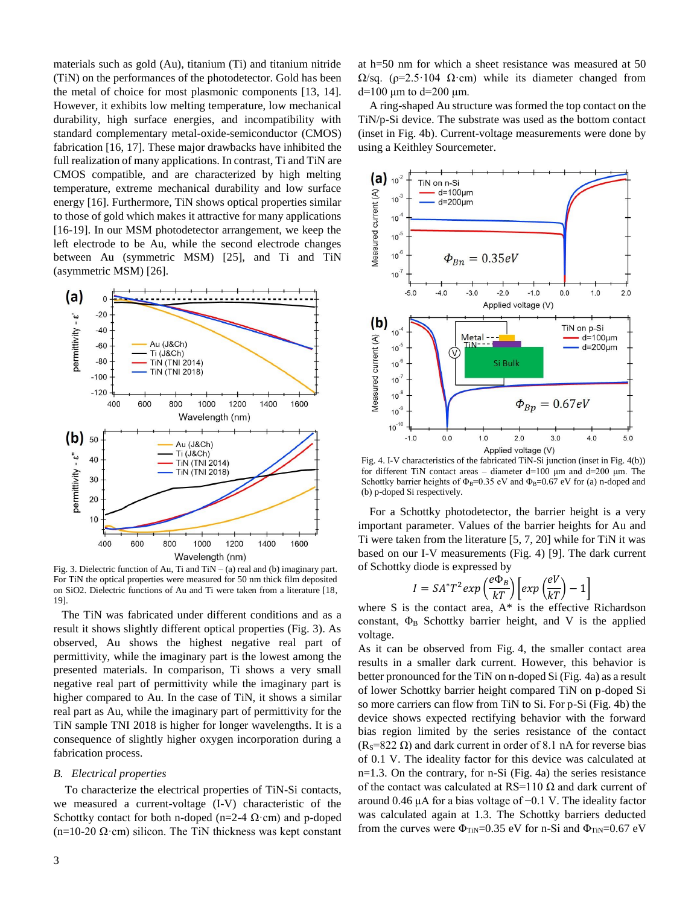materials such as gold (Au), titanium (Ti) and titanium nitride (TiN) on the performances of the photodetector. Gold has been the metal of choice for most plasmonic components [13, 14]. However, it exhibits low melting temperature, low mechanical durability, high surface energies, and incompatibility with standard complementary metal-oxide-semiconductor (CMOS) fabrication [16, 17]. These major drawbacks have inhibited the full realization of many applications. In contrast, Ti and TiN are CMOS compatible, and are characterized by high melting temperature, extreme mechanical durability and low surface energy [16]. Furthermore, TiN shows optical properties similar to those of gold which makes it attractive for many applications [16-19]. In our MSM photodetector arrangement, we keep the left electrode to be Au, while the second electrode changes between Au (symmetric MSM) [25], and Ti and TiN (asymmetric MSM) [26].

Fig. 3. Dielectric function of Au, Ti and TiN – (a) real and (b) imaginary part. For TiN the optical properties were measured for 50 nm thick film deposited on SiO2. Dielectric functions of Au and Ti were taken from a literature [18, 19].

The TiN was fabricated under different conditions and as a result it shows slightly different optical properties (Fig. 3). As observed, Au shows the highest negative real part of permittivity, while the imaginary part is the lowest among the presented materials. In comparison, Ti shows a very small negative real part of permittivity while the imaginary part is higher compared to Au. In the case of TiN, it shows a similar real part as Au, while the imaginary part of permittivity for the TiN sample TNI 2018 is higher for longer wavelengths. It is a consequence of slightly higher oxygen incorporation during a fabrication process.

### *B. Electrical properties*

To characterize the electrical properties of TiN-Si contacts, we measured a current-voltage (I-V) characteristic of the Schottky contact for both n-doped (n=2-4 Ω·cm) and p-doped (n=10-20 Ω·cm) silicon. The TiN thickness was kept constant at h=50 nm for which a sheet resistance was measured at 50 Ω/sq. (ρ=2.5·104 Ω·cm) while its diameter changed from d=100 µm to d=200 µm.

A ring-shaped Au structure was formed the top contact on the TiN/p-Si device. The substrate was used as the bottom contact (inset in Fig. 4b). Current-voltage measurements were done by using a Keithley Sourcemeter.

Fig. 4. I-V characteristics of the fabricated TiN-Si junction (inset in Fig. 4(b)) for different TiN contact areas – diameter d=100 µm and d=200 µm. The Schottky barrier heights of $\Phi_B$=0.35 eV and $\Phi_B$=0.67 eV for (a) n-doped and (b) p-doped Si respectively.

For a Schottky photodetector, the barrier height is a very important parameter. Values of the barrier heights for Au and Ti were taken from the literature [5, 7, 20] while for TiN it was based on our I-V measurements (Fig. 4) [9]. The dark current of Schottky diode is expressed by

$$I = SA^{*}T^{2}exp\left(\frac{e\Phi_B}{kT}\right)\left[exp\left(\frac{eV}{kT}\right) - 1\right]$$

where S is the contact area, A* is the effective Richardson constant, $\Phi_B$ Schottky barrier height, and V is the applied voltage.

As it can be observed from Fig. 4, the smaller contact area results in a smaller dark current. However, this behavior is better pronounced for the TiN on n-doped Si (Fig. 4a) as a result of lower Schottky barrier height compared TiN on p-doped Si so more carriers can flow from TiN to Si. For p-Si (Fig. 4b) the device shows expected rectifying behavior with the forward bias region limited by the series resistance of the contact ($R_S$=822 Ω) and dark current in order of 8.1 nA for reverse bias of 0.1 V. The ideality factor for this device was calculated at n=1.3. On the contrary, for n-Si (Fig. 4a) the series resistance of the contact was calculated at RS=110 Ω and dark current of around 0.46 µA for a bias voltage of −0.1 V. The ideality factor was calculated again at 1.3. The Schottky barriers deducted from the curves were $\Phi_{TiN}$=0.35 eV for n-Si and $\Phi_{TiN}$=0.67 eV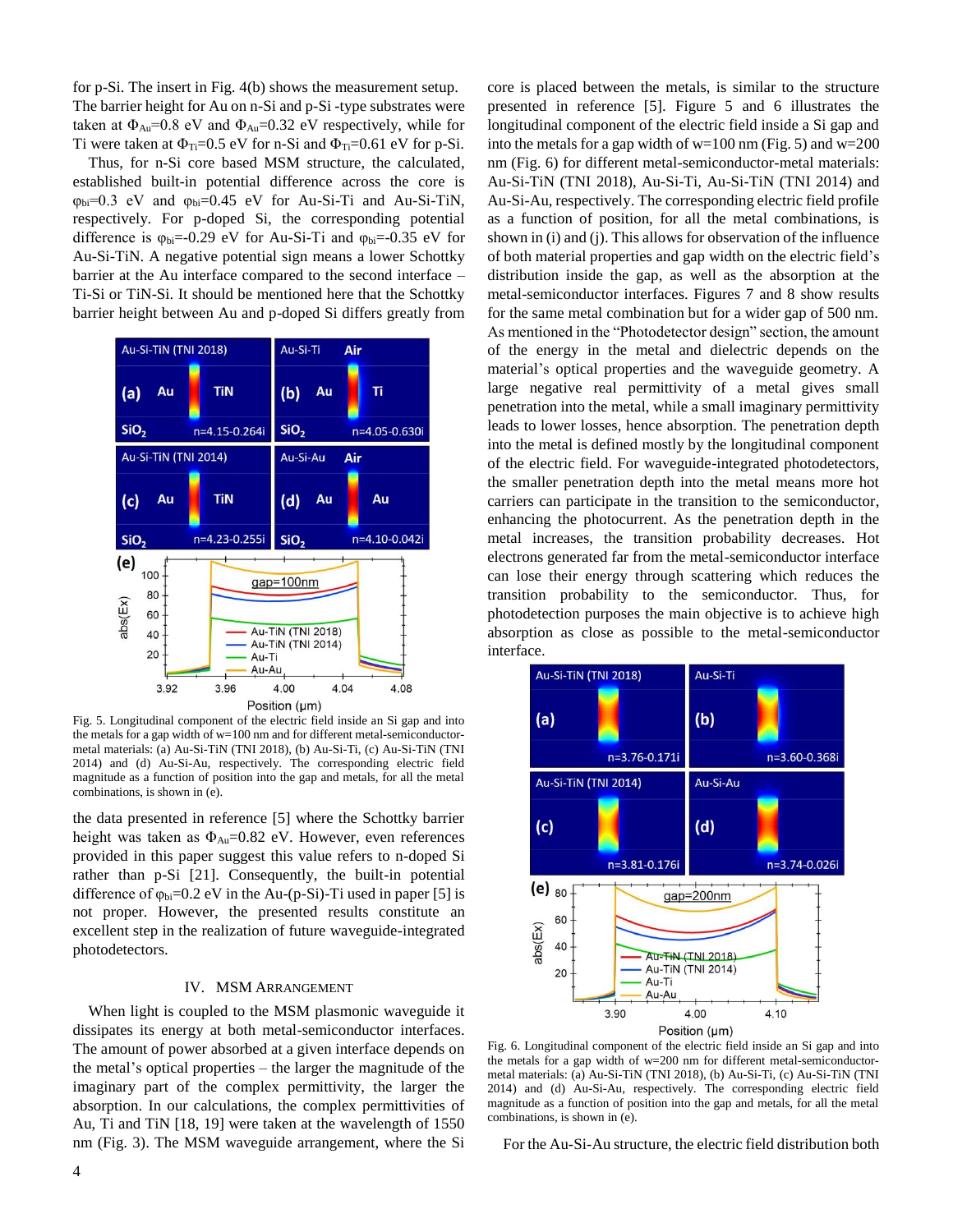for p-Si. The insert in Fig. 4(b) shows the measurement setup. The barrier height for Au on n-Si and p-Si -type substrates were taken at $\Phi_{Au}$=0.8 eV and $\Phi_{Au}$=0.32 eV respectively, while for Ti were taken at $\Phi_{Ti}$=0.5 eV for n-Si and $\Phi_{Ti}$=0.61 eV for p-Si.

Thus, for n-Si core based MSM structure, the calculated, established built-in potential difference across the core is $\varphi_{bi}$=0.3 eV and $\varphi_{bi}$=0.45 eV for Au-Si-Ti and Au-Si-TiN, respectively. For p-doped Si, the corresponding potential difference is $\varphi_{bi}$=-0.29 eV for Au-Si-Ti and $\varphi_{bi}$=-0.35 eV for Au-Si-TiN. A negative potential sign means a lower Schottky barrier at the Au interface compared to the second interface – Ti-Si or TiN-Si. It should be mentioned here that the Schottky barrier height between Au and p-doped Si differs greatly from the data presented in reference [5] where the Schottky barrier height was taken as $\Phi_{Au}$=0.82 eV. However, even references provided in this paper suggest this value refers to n-doped Si rather than p-Si [21]. Consequently, the built-in potential difference of $\varphi_{bi}$=0.2 eV in the Au-(p-Si)-Ti used in paper [5] is not proper. However, the presented results constitute an excellent step in the realization of future waveguide-integrated photodetectors.

Fig. 5. Longitudinal component of the electric field inside an Si gap and into the metals for a gap width of w=100 nm and for different metal-semiconductor-metal materials: (a) Au-Si-TiN (TNI 2018), (b) Au-Si-Ti, (c) Au-Si-TiN (TNI 2014) and (d) Au-Si-Au, respectively. The corresponding electric field magnitude as a function of position into the gap and metals, for all the metal combinations, is shown in (e).

## IV. MSM Arrangement

When light is coupled to the MSM plasmonic waveguide it dissipates its energy at both metal-semiconductor interfaces. The amount of power absorbed at a given interface depends on the metal's optical properties – the larger the magnitude of the imaginary part of the complex permittivity, the larger the absorption. In our calculations, the complex permittivities of Au, Ti and TiN [18, 19] were taken at the wavelength of 1550 nm (Fig. 3). The MSM waveguide arrangement, where the Si core is placed between the metals, is similar to the structure presented in reference [5]. Figure 5 and 6 illustrates the longitudinal component of the electric field inside a Si gap and into the metals for a gap width of w=100 nm (Fig. 5) and w=200 nm (Fig. 6) for different metal-semiconductor-metal materials: Au-Si-TiN (TNI 2018), Au-Si-Ti, Au-Si-TiN (TNI 2014) and Au-Si-Au, respectively. The corresponding electric field profile as a function of position, for all the metal combinations, is shown in (i) and (j). This allows for observation of the influence of both material properties and gap width on the electric field's distribution inside the gap, as well as the absorption at the metal-semiconductor interfaces. Figures 7 and 8 show results for the same metal combination but for a wider gap of 500 nm. As mentioned in the "Photodetector design" section, the amount of the energy in the metal and dielectric depends on the material's optical properties and the waveguide geometry. A large negative real permittivity of a metal gives small penetration into the metal, while a small imaginary permittivity leads to lower losses, hence absorption. The penetration depth into the metal is defined mostly by the longitudinal component of the electric field. For waveguide-integrated photodetectors, the smaller penetration depth into the metal means more hot carriers can participate in the transition to the semiconductor, enhancing the photocurrent. As the penetration depth in the metal increases, the transition probability decreases. Hot electrons generated far from the metal-semiconductor interface can lose their energy through scattering which reduces the transition probability to the semiconductor. Thus, for photodetection purposes the main objective is to achieve high absorption as close as possible to the metal-semiconductor interface.

Fig. 6. Longitudinal component of the electric field inside an Si gap and into the metals for a gap width of w=200 nm for different metal-semiconductor-metal materials: (a) Au-Si-TiN (TNI 2018), (b) Au-Si-Ti, (c) Au-Si-TiN (TNI 2014) and (d) Au-Si-Au, respectively. The corresponding electric field magnitude as a function of position into the gap and metals, for all the metal combinations, is shown in (e).

For the Au-Si-Au structure, the electric field distribution both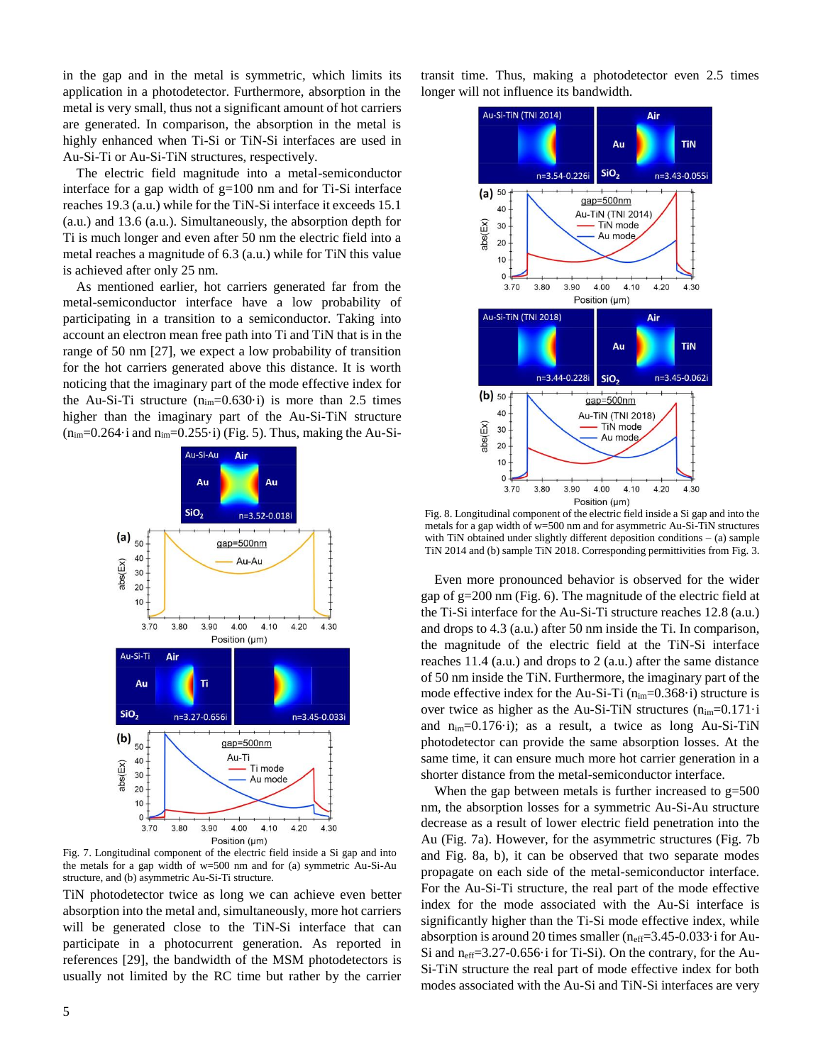in the gap and in the metal is symmetric, which limits its application in a photodetector. Furthermore, absorption in the metal is very small, thus not a significant amount of hot carriers are generated. In comparison, the absorption in the metal is highly enhanced when Ti-Si or TiN-Si interfaces are used in Au-Si-Ti or Au-Si-TiN structures, respectively.

The electric field magnitude into a metal-semiconductor interface for a gap width of g=100 nm and for Ti-Si interface reaches 19.3 (a.u.) while for the TiN-Si interface it exceeds 15.1 (a.u.) and 13.6 (a.u.). Simultaneously, the absorption depth for Ti is much longer and even after 50 nm the electric field into a metal reaches a magnitude of 6.3 (a.u.) while for TiN this value is achieved after only 25 nm.

As mentioned earlier, hot carriers generated far from the metal-semiconductor interface have a low probability of participating in a transition to a semiconductor. Taking into account an electron mean free path into Ti and TiN that is in the range of 50 nm [27], we expect a low probability of transition for the hot carriers generated above this distance. It is worth noticing that the imaginary part of the mode effective index for the Au-Si-Ti structure ($n_{im}$=0.630·i) is more than 2.5 times higher than the imaginary part of the Au-Si-TiN structure ($n_{im}$=0.264·i and $n_{im}$=0.255·i) (Fig. 5). Thus, making the Au-Si-TiN photodetector twice as long we can achieve even better absorption into the metal and, simultaneously, more hot carriers will be generated close to the TiN-Si interface that can participate in a photocurrent generation. As reported in references [29], the bandwidth of the MSM photodetectors is usually not limited by the RC time but rather by the carrier transit time. Thus, making a photodetector even 2.5 times longer will not influence its bandwidth.

Fig. 7. Longitudinal component of the electric field inside a Si gap and into the metals for a gap width of w=500 nm and for (a) symmetric Au-Si-Au structure, and (b) asymmetric Au-Si-Ti structure.

Fig. 8. Longitudinal component of the electric field inside a Si gap and into the metals for a gap width of w=500 nm and for asymmetric Au-Si-TiN structures with TiN obtained under slightly different deposition conditions – (a) sample TiN 2014 and (b) sample TiN 2018. Corresponding permittivities from Fig. 3.

Even more pronounced behavior is observed for the wider gap of g=200 nm (Fig. 6). The magnitude of the electric field at the Ti-Si interface for the Au-Si-Ti structure reaches 12.8 (a.u.) and drops to 4.3 (a.u.) after 50 nm inside the Ti. In comparison, the magnitude of the electric field at the TiN-Si interface reaches 11.4 (a.u.) and drops to 2 (a.u.) after the same distance of 50 nm inside the TiN. Furthermore, the imaginary part of the mode effective index for the Au-Si-Ti ($n_{im}$=0.368·i) structure is over twice as higher as the Au-Si-TiN structures ($n_{im}$=0.171·i and $n_{im}$=0.176·i); as a result, a twice as long Au-Si-TiN photodetector can provide the same absorption losses. At the same time, it can ensure much more hot carrier generation in a shorter distance from the metal-semiconductor interface.

When the gap between metals is further increased to g=500 nm, the absorption losses for a symmetric Au-Si-Au structure decrease as a result of lower electric field penetration into the Au (Fig. 7a). However, for the asymmetric structures (Fig. 7b and Fig. 8a, b), it can be observed that two separate modes propagate on each side of the metal-semiconductor interface. For the Au-Si-Ti structure, the real part of the mode effective index for the mode associated with the Au-Si interface is significantly higher than the Ti-Si mode effective index, while absorption is around 20 times smaller ($n_{eff}$=3.45-0.033·i for Au-Si and $n_{eff}$=3.27-0.656·i for Ti-Si). On the contrary, for the Au-Si-TiN structure the real part of mode effective index for both modes associated with the Au-Si and TiN-Si interfaces are very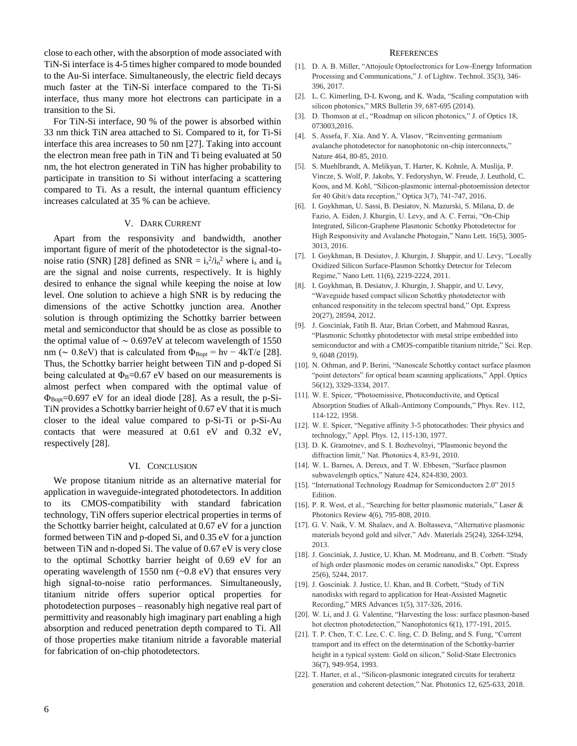close to each other, with the absorption of mode associated with TiN-Si interface is 4-5 times higher compared to mode bounded to the Au-Si interface. Simultaneously, the electric field decays much faster at the TiN-Si interface compared to the Ti-Si interface, thus many more hot electrons can participate in a transition to the Si.

For TiN-Si interface, 90 % of the power is absorbed within 33 nm thick TiN area attached to Si. Compared to it, for Ti-Si interface this area increases to 50 nm [27]. Taking into account the electron mean free path in TiN and Ti being evaluated at 50 nm, the hot electron generated in TiN has higher probability to participate in transition to Si without interfacing a scattering compared to Ti. As a result, the internal quantum efficiency increases calculated at 35 % can be achieve.

## V. Dark Current

Apart from the responsivity and bandwidth, another important figure of merit of the photodetector is the signal-to-noise ratio (SNR) [28] defined as $SNR = i_s^2/i_n^2$ where $i_s$ and $i_n$ are the signal and noise currents, respectively. It is highly desired to enhance the signal while keeping the noise at low level. One solution to achieve a high SNR is by reducing the dimensions of the active Schottky junction area. Another solution is through optimizing the Schottky barrier between metal and semiconductor that should be as close as possible to the optimal value of ~ 0.697eV at telecom wavelength of 1550 nm (~ 0.8eV) that is calculated from $\Phi_{Bopt} = h\nu - 4kT/e$ [28]. Thus, the Schottky barrier height between TiN and p-doped Si being calculated at $\Phi_B$=0.67 eV based on our measurements is almost perfect when compared with the optimal value of $\Phi_{Bopt}$=0.697 eV for an ideal diode [28]. As a result, the p-Si-TiN provides a Schottky barrier height of 0.67 eV that it is much closer to the ideal value compared to p-Si-Ti or p-Si-Au contacts that were measured at 0.61 eV and 0.32 eV, respectively [28].

## VI. Conclusion

We propose titanium nitride as an alternative material for application in waveguide-integrated photodetectors. In addition to its CMOS-compatibility with standard fabrication technology, TiN offers superior electrical properties in terms of the Schottky barrier height, calculated at 0.67 eV for a junction formed between TiN and p-doped Si, and 0.35 eV for a junction between TiN and n-doped Si. The value of 0.67 eV is very close to the optimal Schottky barrier height of 0.69 eV for an operating wavelength of 1550 nm (~0.8 eV) that ensures very high signal-to-noise ratio performances. Simultaneously, titanium nitride offers superior optical properties for photodetection purposes – reasonably high negative real part of permittivity and reasonably high imaginary part enabling a high absorption and reduced penetration depth compared to Ti. All of those properties make titanium nitride a favorable material for fabrication of on-chip photodetectors.

## References

[1]. D. A. B. Miller, "Attojoule Optoelectronics for Low-Energy Information Processing and Communications," J. of Lightw. Technol. 35(3), 346-396, 2017.

[2]. L. C. Kimerling, D-L Kwong, and K. Wada, "Scaling computation with silicon photonics," MRS Bulletin 39, 687-695 (2014).

[3]. D. Thomson at el., "Roadmap on silicon photonics," J. of Optics 18, 073003,2016.

[4]. S. Assefa, F. Xia. And Y. A. Vlasov, "Reinventing germanium avalanche photodetector for nanophotonic on-chip interconnects," Nature 464, 80-85, 2010.

[5]. S. Muehlbrandt, A. Melikyan, T. Harter, K. Kohnle, A. Muslija, P. Vincze, S. Wolf, P. Jakobs, Y. Fedoryshyn, W. Freude, J. Leuthold, C. Koos, and M. Kohl, "Silicon-plasmonic internal-photoemission detector for 40 Gbit/s data reception," Optica 3(7), 741-747, 2016.

[6]. I. Goykhman, U. Sassi, B. Desiatov, N. Mazurski, S. Milana, D. de Fazio, A. Eiden, J. Khurgin, U. Levy, and A. C. Ferrai, "On-Chip Integrated, Silicon-Graphene Plasmonic Schottky Photodetector for High Responsivity and Avalanche Photogain," Nano Lett. 16(5), 3005-3013, 2016.

[7]. I. Goykhman, B. Desiatov, J. Khurgin, J. Shappir, and U. Levy, "Locally Oxidized Silicon Surface-Plasmon Schottky Detector for Telecom Regime," Nano Lett. 11(6), 2219-2224, 2011.

[8]. I. Goykhman, B. Desiatov, J. Khurgin, J. Shappir, and U. Levy, "Waveguide based compact silicon Schottky photodetector with enhanced responsitity in the telecom spectral band," Opt. Express 20(27), 28594, 2012.

[9]. J. Gosciniak, Fatih B. Atar, Brian Corbett, and Mahmoud Rasras, "Plasmonic Schottky photodetector with metal stripe embedded into semiconductor and with a CMOS-compatible titanium nitride," Sci. Rep. 9, 6048 (2019).

[10]. N. Othman, and P. Berini, "Nanoscale Schottky contact surface plasmon "point detectors" for optical beam scanning applications," Appl. Optics 56(12), 3329-3334, 2017.

[11]. W. E. Spicer, "Photoemissive, Photoconductivite, and Optical Absorption Studies of Alkali-Antimony Compounds," Phys. Rev. 112, 114-122, 1958.

[12]. W. E. Spicer, "Negative affinity 3-5 photocathodes: Their physics and technology," Appl. Phys. 12, 115-130, 1977.

[13]. D. K. Gramotnev, and S. I. Bozhevolnyi, "Plasmonic beyond the diffraction limit," Nat. Photonics 4, 83-91, 2010.

[14]. W. L. Barnes, A. Dereux, and T. W. Ebbesen, "Surface plasmon subwavelength optics," Nature 424, 824-830, 2003.

[15]. "International Technology Roadmap for Semiconductors 2.0" 2015 Edition.

[16]. P. R. West, et al., "Searching for better plasmonic materials," Laser & Photonics Review 4(6), 795-808, 2010.

[17]. G. V. Naik, V. M. Shalaev, and A. Boltasseva, "Alternative plasmonic materials beyond gold and silver," Adv. Materials 25(24), 3264-3294, 2013.

[18]. J. Gosciniak, J. Justice, U. Khan. M. Modreanu, and B. Corbett. "Study of high order plasmonic modes on ceramic nanodisks," Opt. Express 25(6), 5244, 2017.

[19]. J. Gosciniak. J. Justice, U. Khan, and B. Corbett, "Study of TiN nanodisks with regard to application for Heat-Assisted Magnetic Recording," MRS Advances 1(5), 317-326, 2016.

[20]. W. Li, and J. G. Valentine, "Harvesting the loss: surface plasmon-based hot electron photodetection," Nanophotonics 6(1), 177-191, 2015.

[21]. T. P. Chen, T. C. Lee, C. C. ling, C. D. Beling, and S. Fung, "Current transport and its effect on the determination of the Schottky-barrier height in a typical system: Gold on silicon," Solid-State Electronics 36(7), 949-954, 1993.

[22]. T. Harter, et al., "Silicon-plasmonic integrated circuits for terahertz generation and coherent detection," Nat. Photonics 12, 625-633, 2018.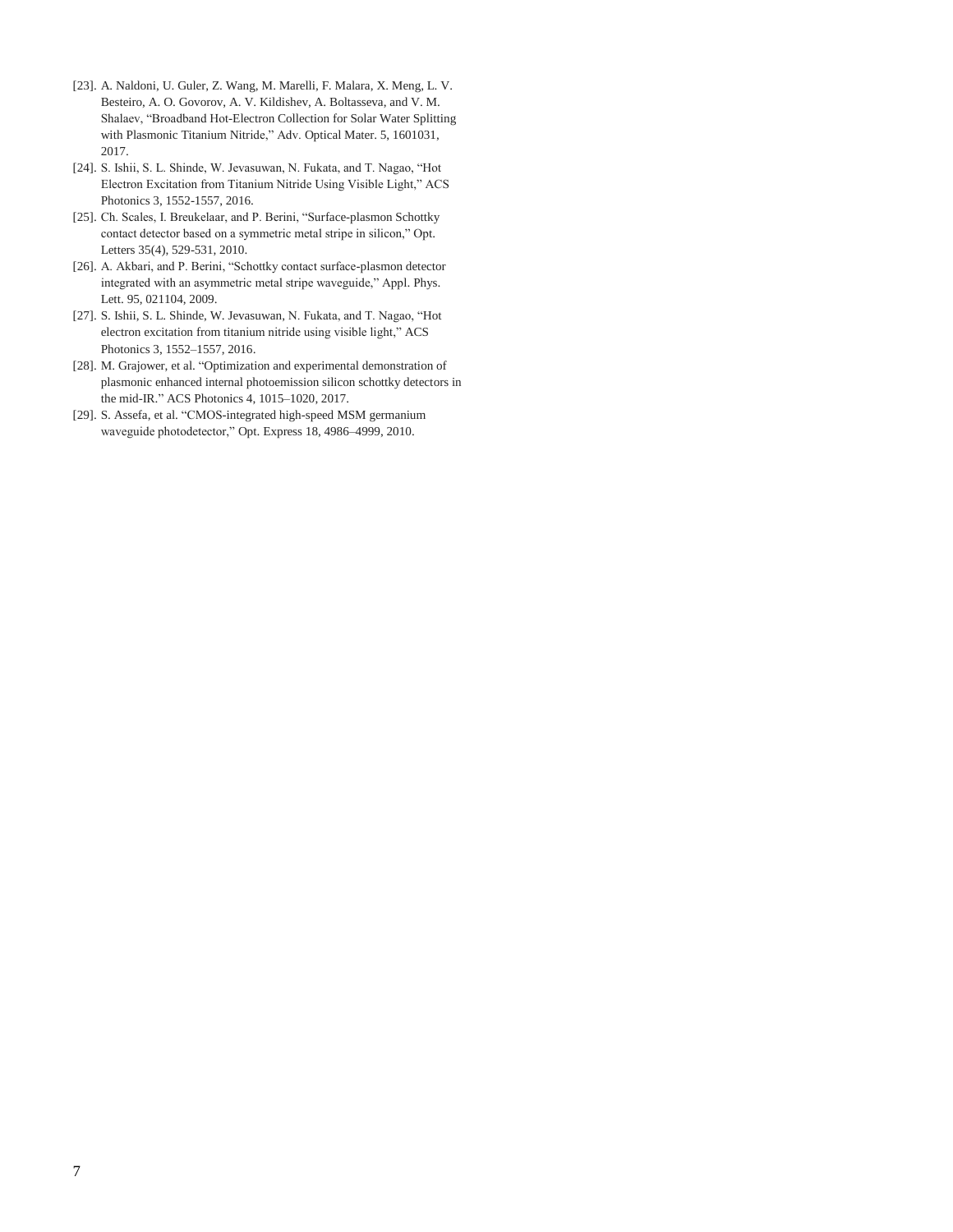[23]. A. Naldoni, U. Guler, Z. Wang, M. Marelli, F. Malara, X. Meng, L. V. Besteiro, A. O. Govorov, A. V. Kildishev, A. Boltasseva, and V. M. Shalaev, "Broadband Hot-Electron Collection for Solar Water Splitting with Plasmonic Titanium Nitride," Adv. Optical Mater. 5, 1601031, 2017.

[24]. S. Ishii, S. L. Shinde, W. Jevasuwan, N. Fukata, and T. Nagao, "Hot Electron Excitation from Titanium Nitride Using Visible Light," ACS Photonics 3, 1552-1557, 2016.

[25]. Ch. Scales, I. Breukelaar, and P. Berini, "Surface-plasmon Schottky contact detector based on a symmetric metal stripe in silicon," Opt. Letters 35(4), 529-531, 2010.

[26]. A. Akbari, and P. Berini, "Schottky contact surface-plasmon detector integrated with an asymmetric metal stripe waveguide," Appl. Phys. Lett. 95, 021104, 2009.

[27]. S. Ishii, S. L. Shinde, W. Jevasuwan, N. Fukata, and T. Nagao, "Hot electron excitation from titanium nitride using visible light," ACS Photonics 3, 1552–1557, 2016.

[28]. M. Grajower, et al. "Optimization and experimental demonstration of plasmonic enhanced internal photoemission silicon schottky detectors in the mid-IR." ACS Photonics 4, 1015–1020, 2017.

[29]. S. Assefa, et al. "CMOS-integrated high-speed MSM germanium waveguide photodetector," Opt. Express 18, 4986–4999, 2010.